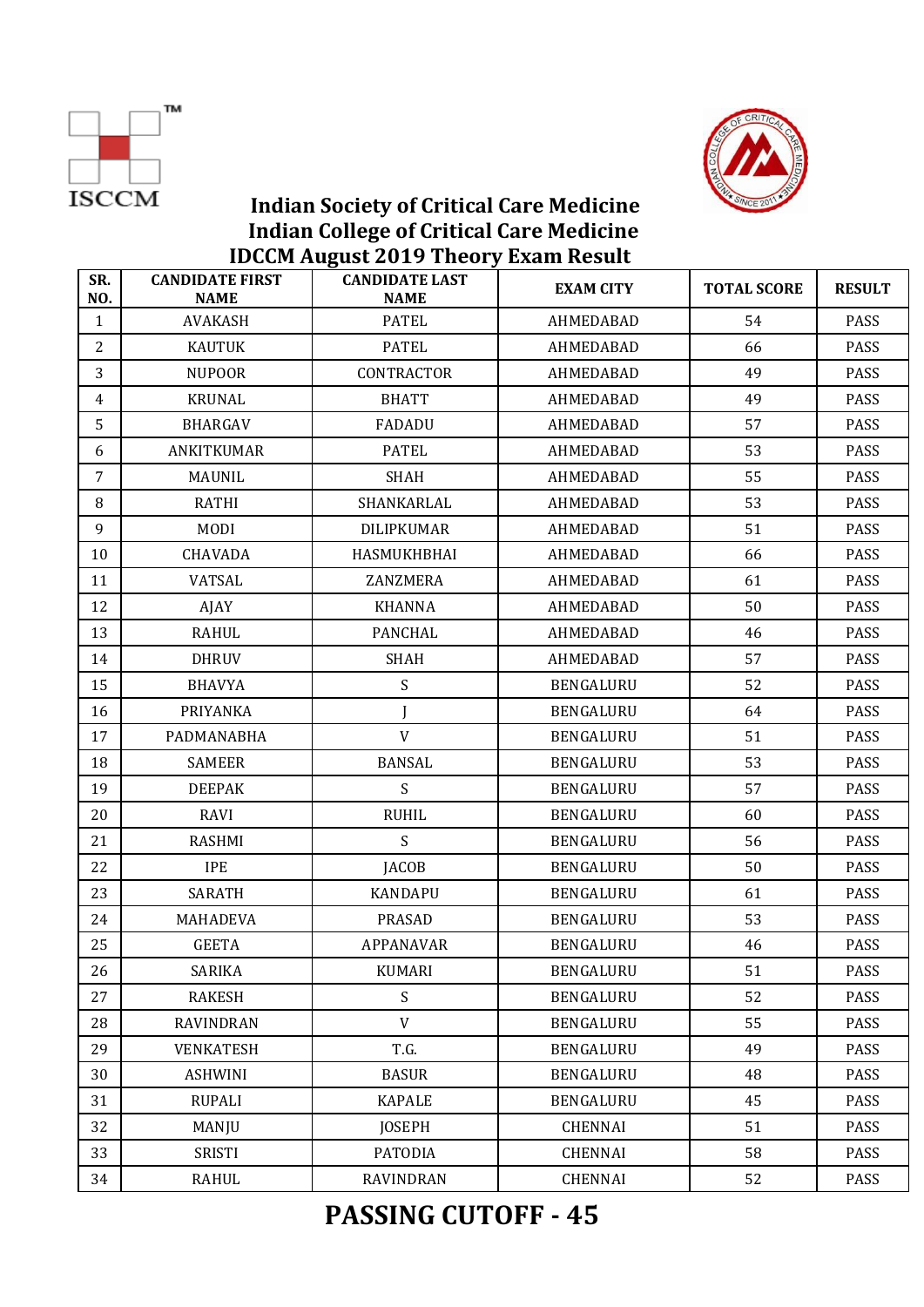# Indian Society of Critical Care Medicine
# Indian College of Critical Care Medicine
## IDCCM August 2019 Theory Exam Result

| SR. NO. | CANDIDATE FIRST NAME | CANDIDATE LAST NAME | EXAM CITY | TOTAL SCORE | RESULT |
|---|---|---|---|---|---|
| 1 | AVAKASH | PATEL | AHMEDABAD | 54 | PASS |
| 2 | KAUTUK | PATEL | AHMEDABAD | 66 | PASS |
| 3 | NUPOOR | CONTRACTOR | AHMEDABAD | 49 | PASS |
| 4 | KRUNAL | BHATT | AHMEDABAD | 49 | PASS |
| 5 | BHARGAV | FADADU | AHMEDABAD | 57 | PASS |
| 6 | ANKITKUMAR | PATEL | AHMEDABAD | 53 | PASS |
| 7 | MAUNIL | SHAH | AHMEDABAD | 55 | PASS |
| 8 | RATHI | SHANKARLAL | AHMEDABAD | 53 | PASS |
| 9 | MODI | DILIPKUMAR | AHMEDABAD | 51 | PASS |
| 10 | CHAVADA | HASMUKHBHAI | AHMEDABAD | 66 | PASS |
| 11 | VATSAL | ZANZMERA | AHMEDABAD | 61 | PASS |
| 12 | AJAY | KHANNA | AHMEDABAD | 50 | PASS |
| 13 | RAHUL | PANCHAL | AHMEDABAD | 46 | PASS |
| 14 | DHRUV | SHAH | AHMEDABAD | 57 | PASS |
| 15 | BHAVYA | S | BENGALURU | 52 | PASS |
| 16 | PRIYANKA | J | BENGALURU | 64 | PASS |
| 17 | PADMANABHA | V | BENGALURU | 51 | PASS |
| 18 | SAMEER | BANSAL | BENGALURU | 53 | PASS |
| 19 | DEEPAK | S | BENGALURU | 57 | PASS |
| 20 | RAVI | RUHIL | BENGALURU | 60 | PASS |
| 21 | RASHMI | S | BENGALURU | 56 | PASS |
| 22 | IPE | JACOB | BENGALURU | 50 | PASS |
| 23 | SARATH | KANDAPU | BENGALURU | 61 | PASS |
| 24 | MAHADEVA | PRASAD | BENGALURU | 53 | PASS |
| 25 | GEETA | APPANAVAR | BENGALURU | 46 | PASS |
| 26 | SARIKA | KUMARI | BENGALURU | 51 | PASS |
| 27 | RAKESH | S | BENGALURU | 52 | PASS |
| 28 | RAVINDRAN | V | BENGALURU | 55 | PASS |
| 29 | VENKATESH | T.G. | BENGALURU | 49 | PASS |
| 30 | ASHWINI | BASUR | BENGALURU | 48 | PASS |
| 31 | RUPALI | KAPALE | BENGALURU | 45 | PASS |
| 32 | MANJU | JOSEPH | CHENNAI | 51 | PASS |
| 33 | SRISTI | PATODIA | CHENNAI | 58 | PASS |
| 34 | RAHUL | RAVINDRAN | CHENNAI | 52 | PASS |

**PASSING CUTOFF - 45**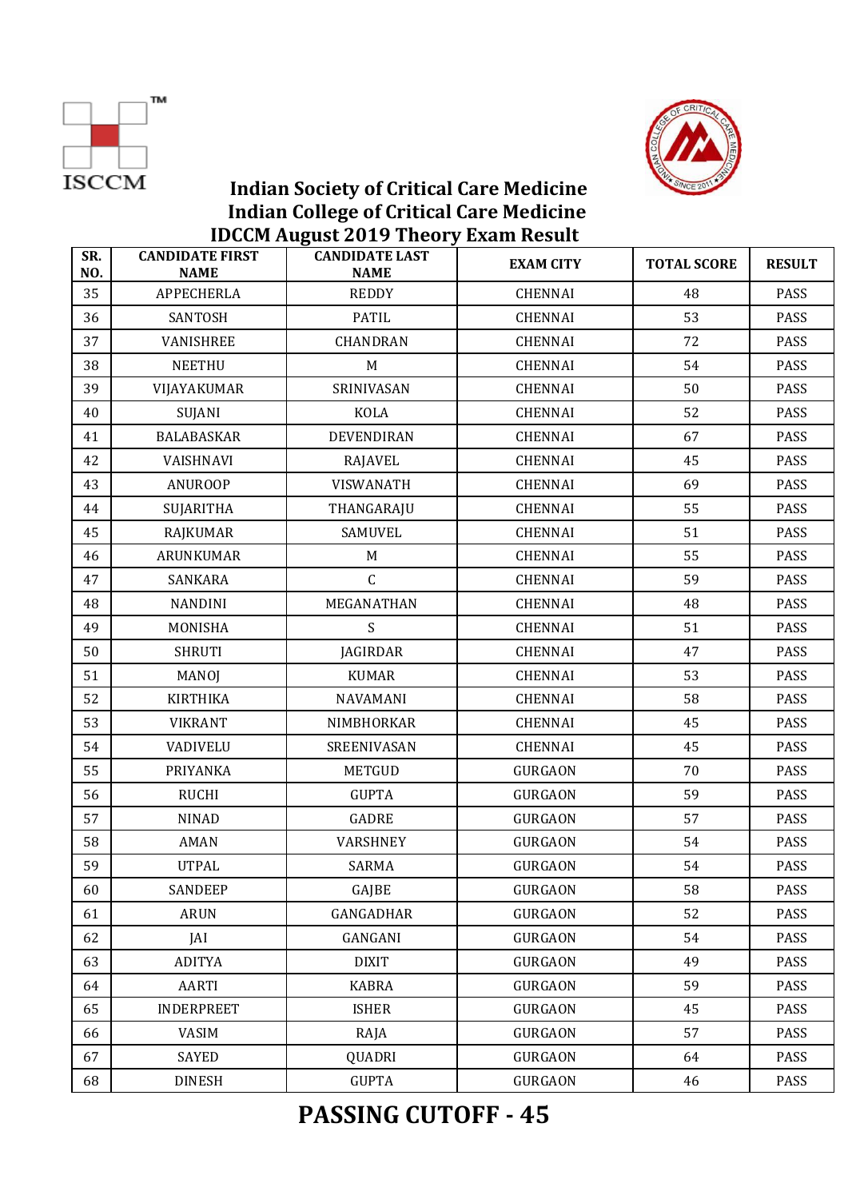# Indian Society of Critical Care Medicine
# Indian College of Critical Care Medicine
## IDCCM August 2019 Theory Exam Result

| SR. NO. | CANDIDATE FIRST NAME | CANDIDATE LAST NAME | EXAM CITY | TOTAL SCORE | RESULT |
|---|---|---|---|---|---|
| 35 | APPECHERLA | REDDY | CHENNAI | 48 | PASS |
| 36 | SANTOSH | PATIL | CHENNAI | 53 | PASS |
| 37 | VANISHREE | CHANDRAN | CHENNAI | 72 | PASS |
| 38 | NEETHU | M | CHENNAI | 54 | PASS |
| 39 | VIJAYAKUMAR | SRINIVASAN | CHENNAI | 50 | PASS |
| 40 | SUJANI | KOLA | CHENNAI | 52 | PASS |
| 41 | BALABASKAR | DEVENDIRAN | CHENNAI | 67 | PASS |
| 42 | VAISHNAVI | RAJAVEL | CHENNAI | 45 | PASS |
| 43 | ANUROOP | VISWANATH | CHENNAI | 69 | PASS |
| 44 | SUJARITHA | THANGARAJU | CHENNAI | 55 | PASS |
| 45 | RAJKUMAR | SAMUVEL | CHENNAI | 51 | PASS |
| 46 | ARUNKUMAR | M | CHENNAI | 55 | PASS |
| 47 | SANKARA | C | CHENNAI | 59 | PASS |
| 48 | NANDINI | MEGANATHAN | CHENNAI | 48 | PASS |
| 49 | MONISHA | S | CHENNAI | 51 | PASS |
| 50 | SHRUTI | JAGIRDAR | CHENNAI | 47 | PASS |
| 51 | MANOJ | KUMAR | CHENNAI | 53 | PASS |
| 52 | KIRTHIKA | NAVAMANI | CHENNAI | 58 | PASS |
| 53 | VIKRANT | NIMBHORKAR | CHENNAI | 45 | PASS |
| 54 | VADIVELU | SREENIVASAN | CHENNAI | 45 | PASS |
| 55 | PRIYANKA | METGUD | GURGAON | 70 | PASS |
| 56 | RUCHI | GUPTA | GURGAON | 59 | PASS |
| 57 | NINAD | GADRE | GURGAON | 57 | PASS |
| 58 | AMAN | VARSHNEY | GURGAON | 54 | PASS |
| 59 | UTPAL | SARMA | GURGAON | 54 | PASS |
| 60 | SANDEEP | GAJBE | GURGAON | 58 | PASS |
| 61 | ARUN | GANGADHAR | GURGAON | 52 | PASS |
| 62 | JAI | GANGANI | GURGAON | 54 | PASS |
| 63 | ADITYA | DIXIT | GURGAON | 49 | PASS |
| 64 | AARTI | KABRA | GURGAON | 59 | PASS |
| 65 | INDERPREET | ISHER | GURGAON | 45 | PASS |
| 66 | VASIM | RAJA | GURGAON | 57 | PASS |
| 67 | SAYED | QUADRI | GURGAON | 64 | PASS |
| 68 | DINESH | GUPTA | GURGAON | 46 | PASS |

**PASSING CUTOFF - 45**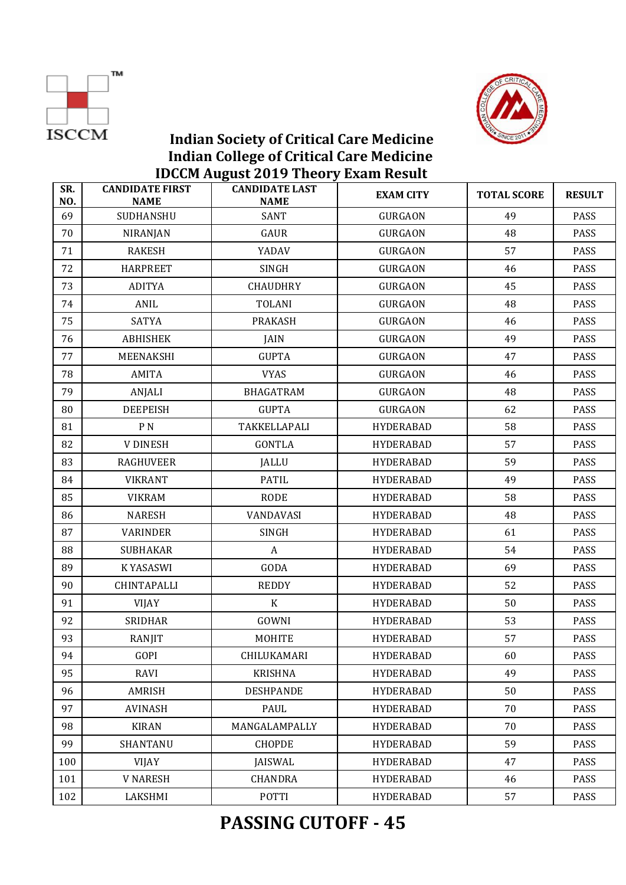# Indian Society of Critical Care Medicine
# Indian College of Critical Care Medicine
## IDCCM August 2019 Theory Exam Result

| SR. NO. | CANDIDATE FIRST NAME | CANDIDATE LAST NAME | EXAM CITY | TOTAL SCORE | RESULT |
|---|---|---|---|---|---|
| 69 | SUDHANSHU | SANT | GURGAON | 49 | PASS |
| 70 | NIRANJAN | GAUR | GURGAON | 48 | PASS |
| 71 | RAKESH | YADAV | GURGAON | 57 | PASS |
| 72 | HARPREET | SINGH | GURGAON | 46 | PASS |
| 73 | ADITYA | CHAUDHRY | GURGAON | 45 | PASS |
| 74 | ANIL | TOLANI | GURGAON | 48 | PASS |
| 75 | SATYA | PRAKASH | GURGAON | 46 | PASS |
| 76 | ABHISHEK | JAIN | GURGAON | 49 | PASS |
| 77 | MEENAKSHI | GUPTA | GURGAON | 47 | PASS |
| 78 | AMITA | VYAS | GURGAON | 46 | PASS |
| 79 | ANJALI | BHAGATRAM | GURGAON | 48 | PASS |
| 80 | DEEPEISH | GUPTA | GURGAON | 62 | PASS |
| 81 | P N | TAKKELLAPALI | HYDERABAD | 58 | PASS |
| 82 | V DINESH | GONTLA | HYDERABAD | 57 | PASS |
| 83 | RAGHUVEER | JALLU | HYDERABAD | 59 | PASS |
| 84 | VIKRANT | PATIL | HYDERABAD | 49 | PASS |
| 85 | VIKRAM | RODE | HYDERABAD | 58 | PASS |
| 86 | NARESH | VANDAVASI | HYDERABAD | 48 | PASS |
| 87 | VARINDER | SINGH | HYDERABAD | 61 | PASS |
| 88 | SUBHAKAR | A | HYDERABAD | 54 | PASS |
| 89 | K YASASWI | GODA | HYDERABAD | 69 | PASS |
| 90 | CHINTAPALLI | REDDY | HYDERABAD | 52 | PASS |
| 91 | VIJAY | K | HYDERABAD | 50 | PASS |
| 92 | SRIDHAR | GOWNI | HYDERABAD | 53 | PASS |
| 93 | RANJIT | MOHITE | HYDERABAD | 57 | PASS |
| 94 | GOPI | CHILUKAMARI | HYDERABAD | 60 | PASS |
| 95 | RAVI | KRISHNA | HYDERABAD | 49 | PASS |
| 96 | AMRISH | DESHPANDE | HYDERABAD | 50 | PASS |
| 97 | AVINASH | PAUL | HYDERABAD | 70 | PASS |
| 98 | KIRAN | MANGALAMPALLY | HYDERABAD | 70 | PASS |
| 99 | SHANTANU | CHOPDE | HYDERABAD | 59 | PASS |
| 100 | VIJAY | JAISWAL | HYDERABAD | 47 | PASS |
| 101 | V NARESH | CHANDRA | HYDERABAD | 46 | PASS |
| 102 | LAKSHMI | POTTI | HYDERABAD | 57 | PASS |

## PASSING CUTOFF - 45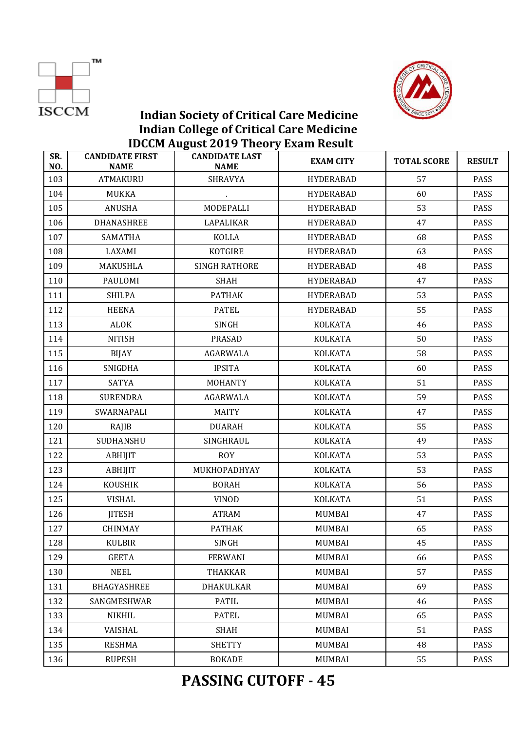# Indian Society of Critical Care Medicine
# Indian College of Critical Care Medicine
## IDCCM August 2019 Theory Exam Result

| SR. NO. | CANDIDATE FIRST NAME | CANDIDATE LAST NAME | EXAM CITY | TOTAL SCORE | RESULT |
|---|---|---|---|---|---|
| 103 | ATMAKURU | SHRAVYA | HYDERABAD | 57 | PASS |
| 104 | MUKKA | . | HYDERABAD | 60 | PASS |
| 105 | ANUSHA | MODEPALLI | HYDERABAD | 53 | PASS |
| 106 | DHANASHREE | LAPALIKAR | HYDERABAD | 47 | PASS |
| 107 | SAMATHA | KOLLA | HYDERABAD | 68 | PASS |
| 108 | LAXAMI | KOTGIRE | HYDERABAD | 63 | PASS |
| 109 | MAKUSHLA | SINGH RATHORE | HYDERABAD | 48 | PASS |
| 110 | PAULOMI | SHAH | HYDERABAD | 47 | PASS |
| 111 | SHILPA | PATHAK | HYDERABAD | 53 | PASS |
| 112 | HEENA | PATEL | HYDERABAD | 55 | PASS |
| 113 | ALOK | SINGH | KOLKATA | 46 | PASS |
| 114 | NITISH | PRASAD | KOLKATA | 50 | PASS |
| 115 | BIJAY | AGARWALA | KOLKATA | 58 | PASS |
| 116 | SNIGDHA | IPSITA | KOLKATA | 60 | PASS |
| 117 | SATYA | MOHANTY | KOLKATA | 51 | PASS |
| 118 | SURENDRA | AGARWALA | KOLKATA | 59 | PASS |
| 119 | SWARNAPALI | MAITY | KOLKATA | 47 | PASS |
| 120 | RAJIB | DUARAH | KOLKATA | 55 | PASS |
| 121 | SUDHANSHU | SINGHRAUL | KOLKATA | 49 | PASS |
| 122 | ABHIJIT | ROY | KOLKATA | 53 | PASS |
| 123 | ABHIJIT | MUKHOPADHYAY | KOLKATA | 53 | PASS |
| 124 | KOUSHIK | BORAH | KOLKATA | 56 | PASS |
| 125 | VISHAL | VINOD | KOLKATA | 51 | PASS |
| 126 | JITESH | ATRAM | MUMBAI | 47 | PASS |
| 127 | CHINMAY | PATHAK | MUMBAI | 65 | PASS |
| 128 | KULBIR | SINGH | MUMBAI | 45 | PASS |
| 129 | GEETA | FERWANI | MUMBAI | 66 | PASS |
| 130 | NEEL | THAKKAR | MUMBAI | 57 | PASS |
| 131 | BHAGYASHREE | DHAKULKAR | MUMBAI | 69 | PASS |
| 132 | SANGMESHWAR | PATIL | MUMBAI | 46 | PASS |
| 133 | NIKHIL | PATEL | MUMBAI | 65 | PASS |
| 134 | VAISHAL | SHAH | MUMBAI | 51 | PASS |
| 135 | RESHMA | SHETTY | MUMBAI | 48 | PASS |
| 136 | RUPESH | BOKADE | MUMBAI | 55 | PASS |

**PASSING CUTOFF - 45**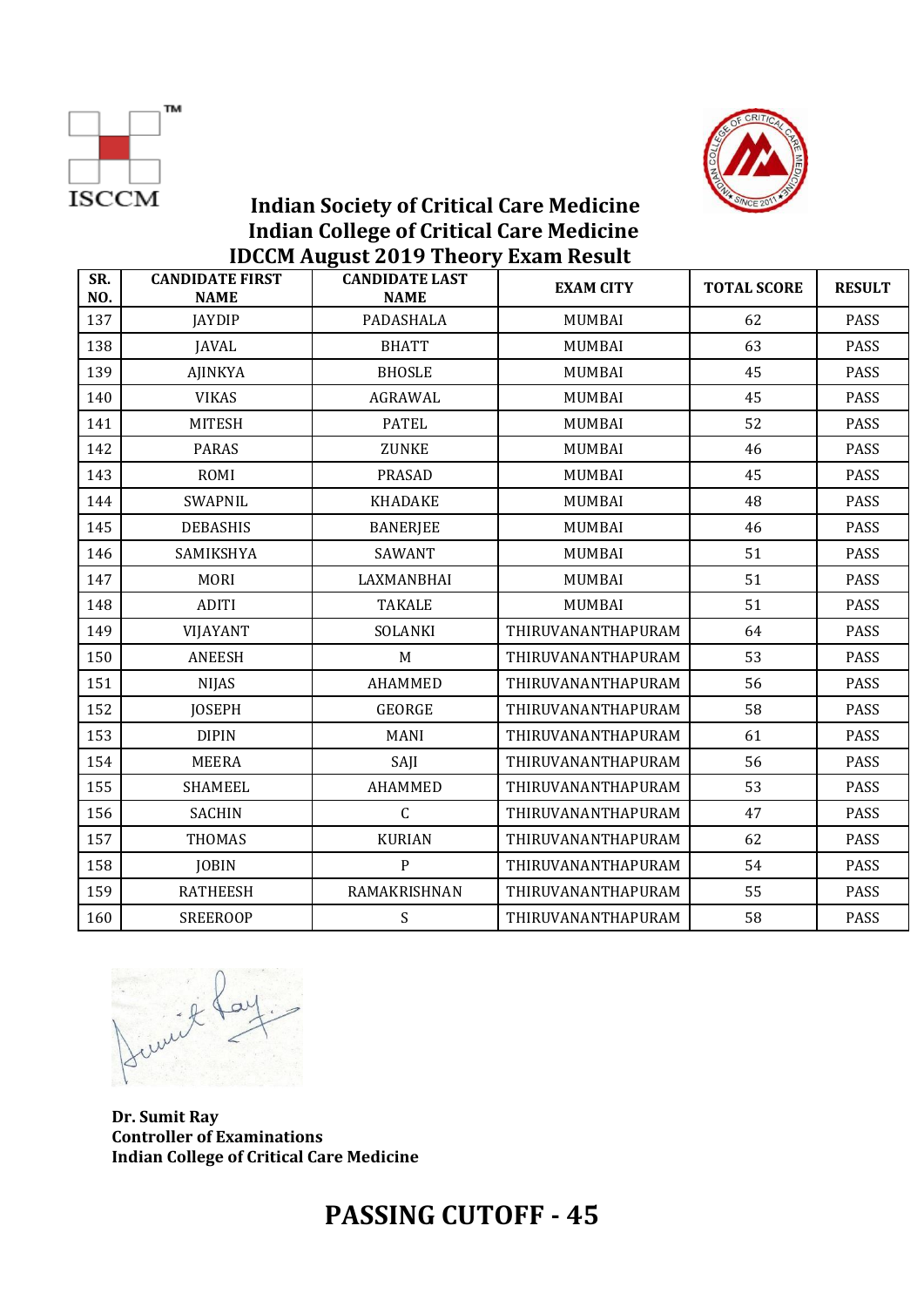# Indian Society of Critical Care Medicine
# Indian College of Critical Care Medicine
## IDCCM August 2019 Theory Exam Result

| SR. NO. | CANDIDATE FIRST NAME | CANDIDATE LAST NAME | EXAM CITY | TOTAL SCORE | RESULT |
|---|---|---|---|---|---|
| 137 | JAYDIP | PADASHALA | MUMBAI | 62 | PASS |
| 138 | JAVAL | BHATT | MUMBAI | 63 | PASS |
| 139 | AJINKYA | BHOSLE | MUMBAI | 45 | PASS |
| 140 | VIKAS | AGRAWAL | MUMBAI | 45 | PASS |
| 141 | MITESH | PATEL | MUMBAI | 52 | PASS |
| 142 | PARAS | ZUNKE | MUMBAI | 46 | PASS |
| 143 | ROMI | PRASAD | MUMBAI | 45 | PASS |
| 144 | SWAPNIL | KHADAKE | MUMBAI | 48 | PASS |
| 145 | DEBASHIS | BANERJEE | MUMBAI | 46 | PASS |
| 146 | SAMIKSHYA | SAWANT | MUMBAI | 51 | PASS |
| 147 | MORI | LAXMANBHAI | MUMBAI | 51 | PASS |
| 148 | ADITI | TAKALE | MUMBAI | 51 | PASS |
| 149 | VIJAYANT | SOLANKI | THIRUVANANTHAPURAM | 64 | PASS |
| 150 | ANEESH | M | THIRUVANANTHAPURAM | 53 | PASS |
| 151 | NIJAS | AHAMMED | THIRUVANANTHAPURAM | 56 | PASS |
| 152 | JOSEPH | GEORGE | THIRUVANANTHAPURAM | 58 | PASS |
| 153 | DIPIN | MANI | THIRUVANANTHAPURAM | 61 | PASS |
| 154 | MEERA | SAJI | THIRUVANANTHAPURAM | 56 | PASS |
| 155 | SHAMEEL | AHAMMED | THIRUVANANTHAPURAM | 53 | PASS |
| 156 | SACHIN | C | THIRUVANANTHAPURAM | 47 | PASS |
| 157 | THOMAS | KURIAN | THIRUVANANTHAPURAM | 62 | PASS |
| 158 | JOBIN | P | THIRUVANANTHAPURAM | 54 | PASS |
| 159 | RATHEESH | RAMAKRISHNAN | THIRUVANANTHAPURAM | 55 | PASS |
| 160 | SREEROOP | S | THIRUVANANTHAPURAM | 58 | PASS |

**Dr. Sumit Ray**
**Controller of Examinations**
**Indian College of Critical Care Medicine**

# PASSING CUTOFF - 45